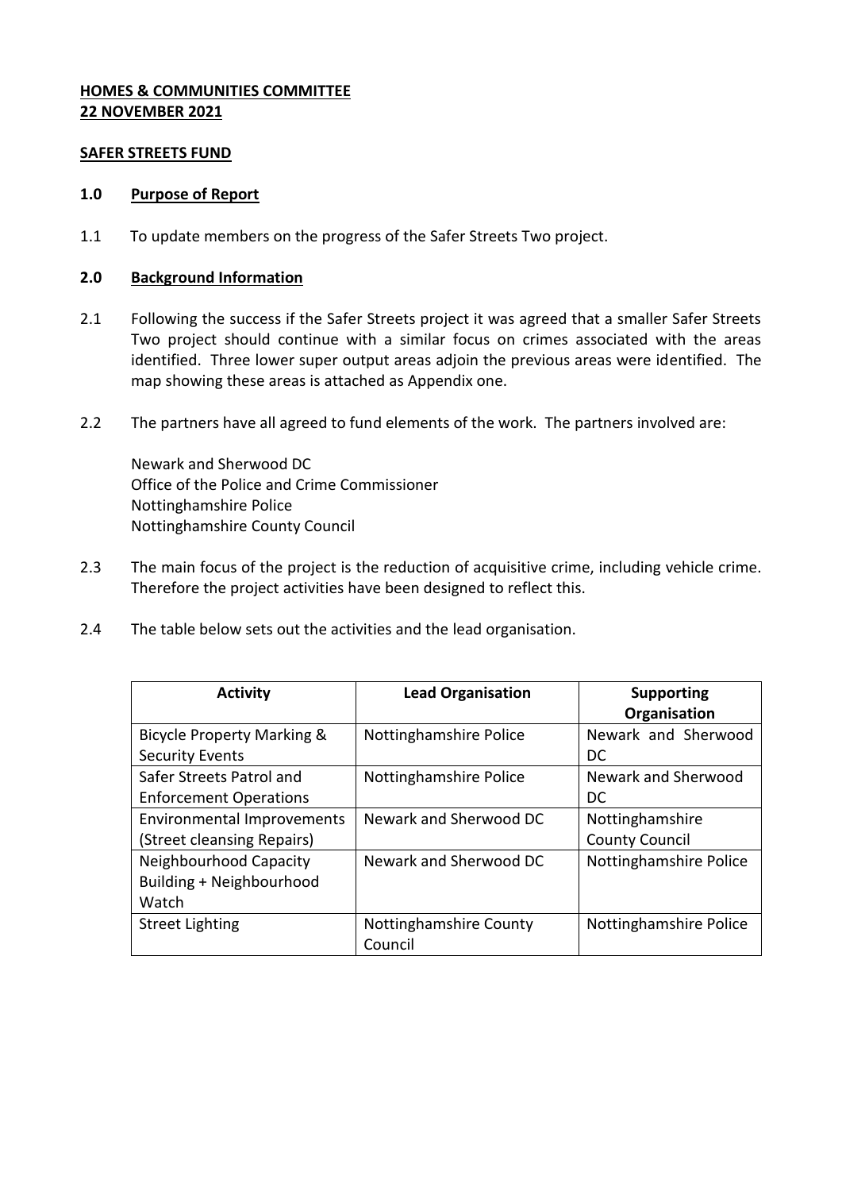**HOMES & COMMUNITIES COMMITTEE**
**22 NOVEMBER 2021**

**SAFER STREETS FUND**

## 1.0 Purpose of Report

1.1 To update members on the progress of the Safer Streets Two project.

## 2.0 Background Information

2.1 Following the success if the Safer Streets project it was agreed that a smaller Safer Streets Two project should continue with a similar focus on crimes associated with the areas identified. Three lower super output areas adjoin the previous areas were identified. The map showing these areas is attached as Appendix one.

2.2 The partners have all agreed to fund elements of the work. The partners involved are:

Newark and Sherwood DC
Office of the Police and Crime Commissioner
Nottinghamshire Police
Nottinghamshire County Council

2.3 The main focus of the project is the reduction of acquisitive crime, including vehicle crime. Therefore the project activities have been designed to reflect this.

2.4 The table below sets out the activities and the lead organisation.

| Activity | Lead Organisation | Supporting Organisation |
|---|---|---|
| Bicycle Property Marking & Security Events | Nottinghamshire Police | Newark and Sherwood DC |
| Safer Streets Patrol and Enforcement Operations | Nottinghamshire Police | Newark and Sherwood DC |
| Environmental Improvements (Street cleansing Repairs) | Newark and Sherwood DC | Nottinghamshire County Council |
| Neighbourhood Capacity Building + Neighbourhood Watch | Newark and Sherwood DC | Nottinghamshire Police |
| Street Lighting | Nottinghamshire County Council | Nottinghamshire Police |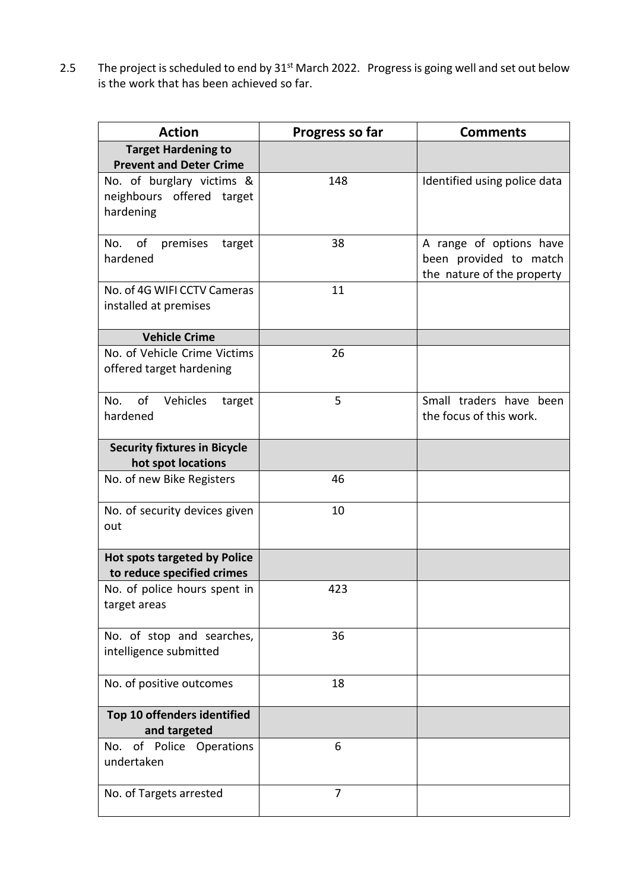2.5 The project is scheduled to end by 31st March 2022. Progress is going well and set out below is the work that has been achieved so far.

| Action | Progress so far | Comments |
|---|---|---|
| **Target Hardening to Prevent and Deter Crime** | | |
| No. of burglary victims & neighbours offered target hardening | 148 | Identified using police data |
| No. of premises target hardened | 38 | A range of options have been provided to match the nature of the property |
| No. of 4G WIFI CCTV Cameras installed at premises | 11 | |
| **Vehicle Crime** | | |
| No. of Vehicle Crime Victims offered target hardening | 26 | |
| No. of Vehicles target hardened | 5 | Small traders have been the focus of this work. |
| **Security fixtures in Bicycle hot spot locations** | | |
| No. of new Bike Registers | 46 | |
| No. of security devices given out | 10 | |
| **Hot spots targeted by Police to reduce specified crimes** | | |
| No. of police hours spent in target areas | 423 | |
| No. of stop and searches, intelligence submitted | 36 | |
| No. of positive outcomes | 18 | |
| **Top 10 offenders identified and targeted** | | |
| No. of Police Operations undertaken | 6 | |
| No. of Targets arrested | 7 | |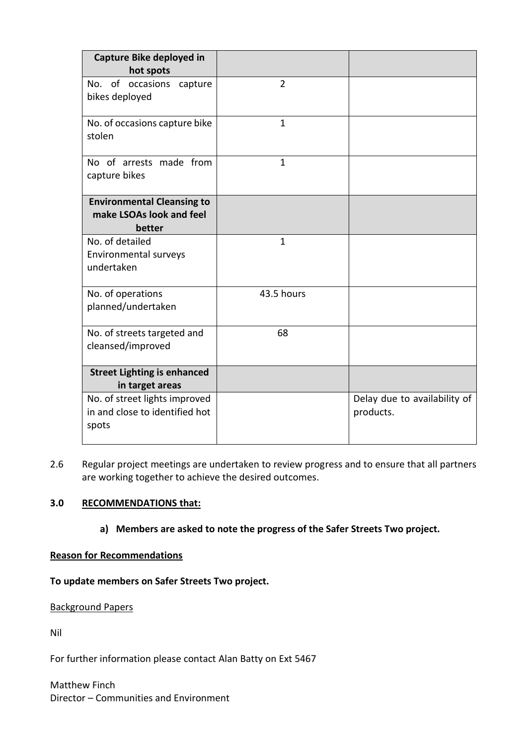| | | |
|---|---|---|
| **Capture Bike deployed in hot spots** | | |
| No. of occasions capture bikes deployed | 2 | |
| No. of occasions capture bike stolen | 1 | |
| No of arrests made from capture bikes | 1 | |
| **Environmental Cleansing to make LSOAs look and feel better** | | |
| No. of detailed Environmental surveys undertaken | 1 | |
| No. of operations planned/undertaken | 43.5 hours | |
| No. of streets targeted and cleansed/improved | 68 | |
| **Street Lighting is enhanced in target areas** | | |
| No. of street lights improved in and close to identified hot spots | | Delay due to availability of products. |

2.6 Regular project meetings are undertaken to review progress and to ensure that all partners are working together to achieve the desired outcomes.

**3.0 RECOMMENDATIONS that:**

**a) Members are asked to note the progress of the Safer Streets Two project.**

**Reason for Recommendations**

**To update members on Safer Streets Two project.**

Background Papers

Nil

For further information please contact Alan Batty on Ext 5467

Matthew Finch
Director – Communities and Environment